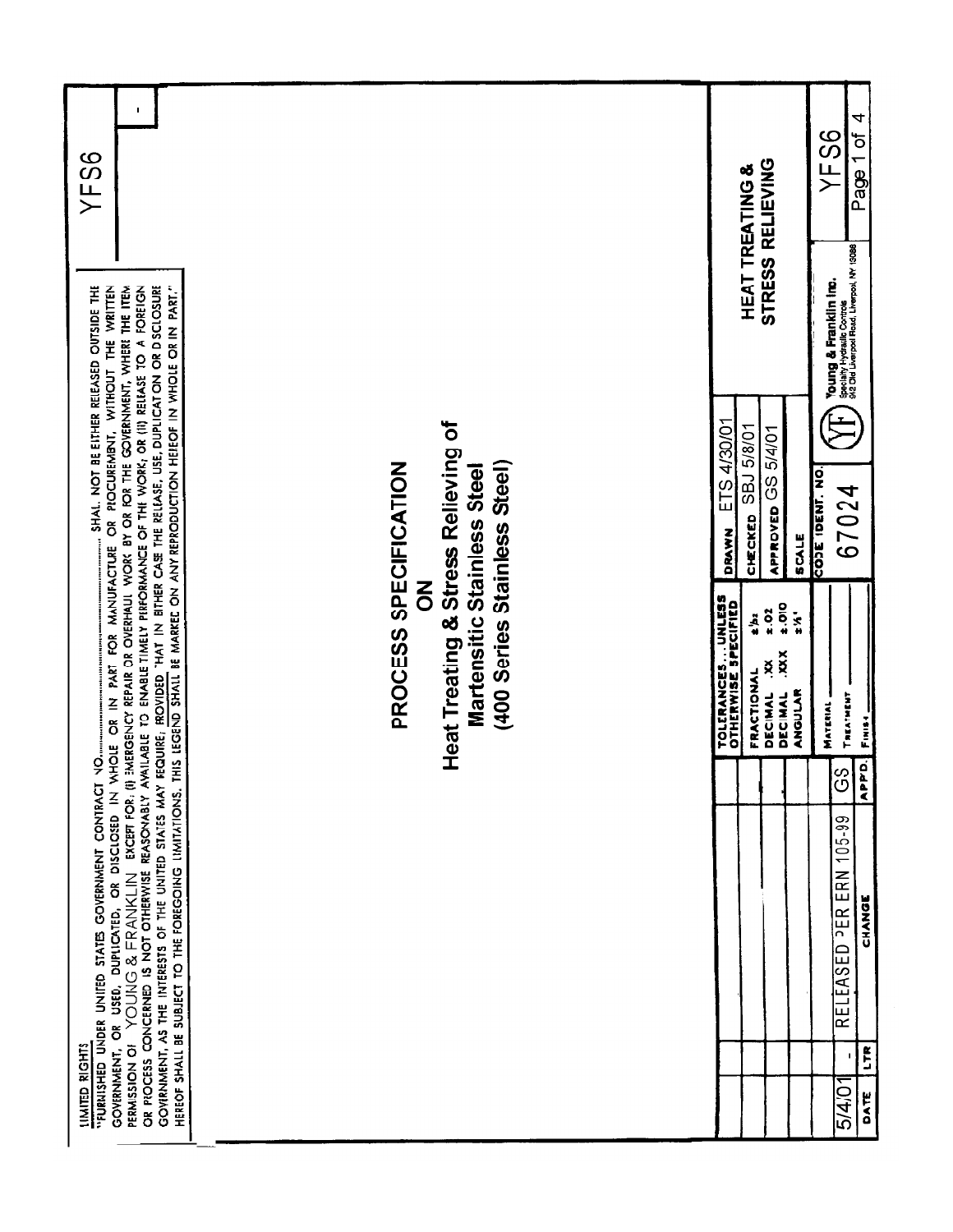YFS6

**LIMITED RIGHTS**

"FURNISHED UNDER UNITED STATES GOVERNMENT CONTRACT NO.................................. SHALL NOT BE EITHER RELEASED OUTSIDE THE GOVERNMENT, OR USED, DUPLICATED, OR DISCLOSED IN WHOLE OR IN PART FOR MANUFACTURE OR PROCUREMENT, WITHOUT THE WRITTEN PERMISSION OF YOUNG & FRANKLIN EXCEPT FOR: (I) EMERGENCY REPAIR OR OVERHAUL WORK BY OR FOR THE GOVERNMENT, WHERE THE ITEM OR PROCESS CONCERNED IS NOT OTHERWISE REASONABLY AVAILABLE TO ENABLE TIMELY PERFORMANCE OF THE WORK; OR (II) RELEASE TO A FOREIGN GOVERNMENT, AS THE INTERESTS OF THE UNITED STATES MAY REQUIRE; PROVIDED THAT IN EITHER CASE THE RELEASE, USE, DUPLICATION OR DISCLOSURE HEREOF SHALL BE SUBJECT TO THE FOREGOING LIMITATIONS. THIS LEGEND SHALL BE MARKED ON ANY REPRODUCTION HEREOF IN WHOLE OR IN PART."

# PROCESS SPECIFICATION ON Heat Treating & Stress Relieving of Martensitic Stainless Steel (400 Series Stainless Steel)

| DATE | LTR | CHANGE | APP'D. |
|---|---|---|---|
| 5/4/01 | - | RELEASED PER ERN 105-99 | GS |

| TOLERANCES... UNLESS OTHERWISE SPECIFIED | |
|---|---|
| FRACTIONAL | ±1/32 |
| DECIMAL .XX | ±.02 |
| DECIMAL .XXX | ±.010 |
| ANGULAR | ±1/2° |

MATERIAL ______
TREATMENT ______
FINISH ______

| | |
|---|---|
| DRAWN | ETS 4/30/01 |
| CHECKED | SBJ 5/8/01 |
| APPROVED | GS 5/4/01 |
| SCALE | |
| CODE IDENT. NO. | 67024 |

**HEAT TREATING & STRESS RELIEVING**

Young & Franklin Inc.
Specialty Hydraulic Controls
942 Old Liverpool Road, Liverpool, NY 13088

YFS6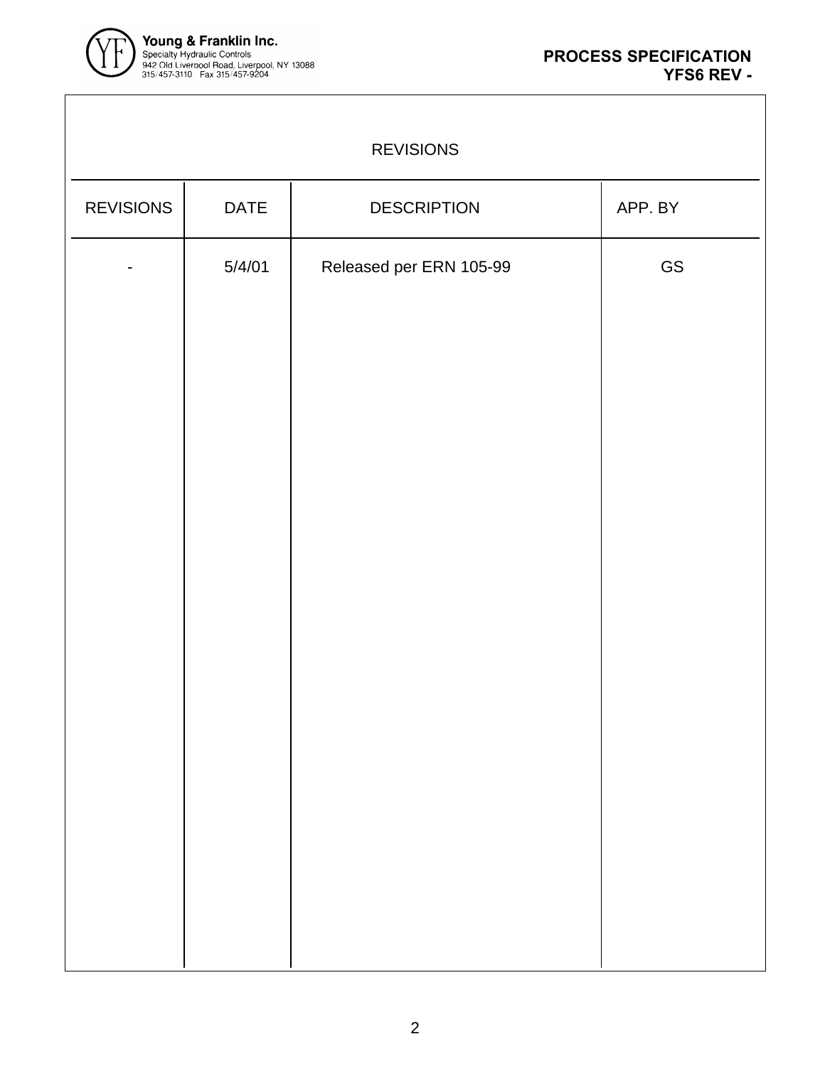# REVISIONS

| REVISIONS | DATE | DESCRIPTION | APP. BY |
|---|---|---|---|
| - | 5/4/01 | Released per ERN 105-99 | GS |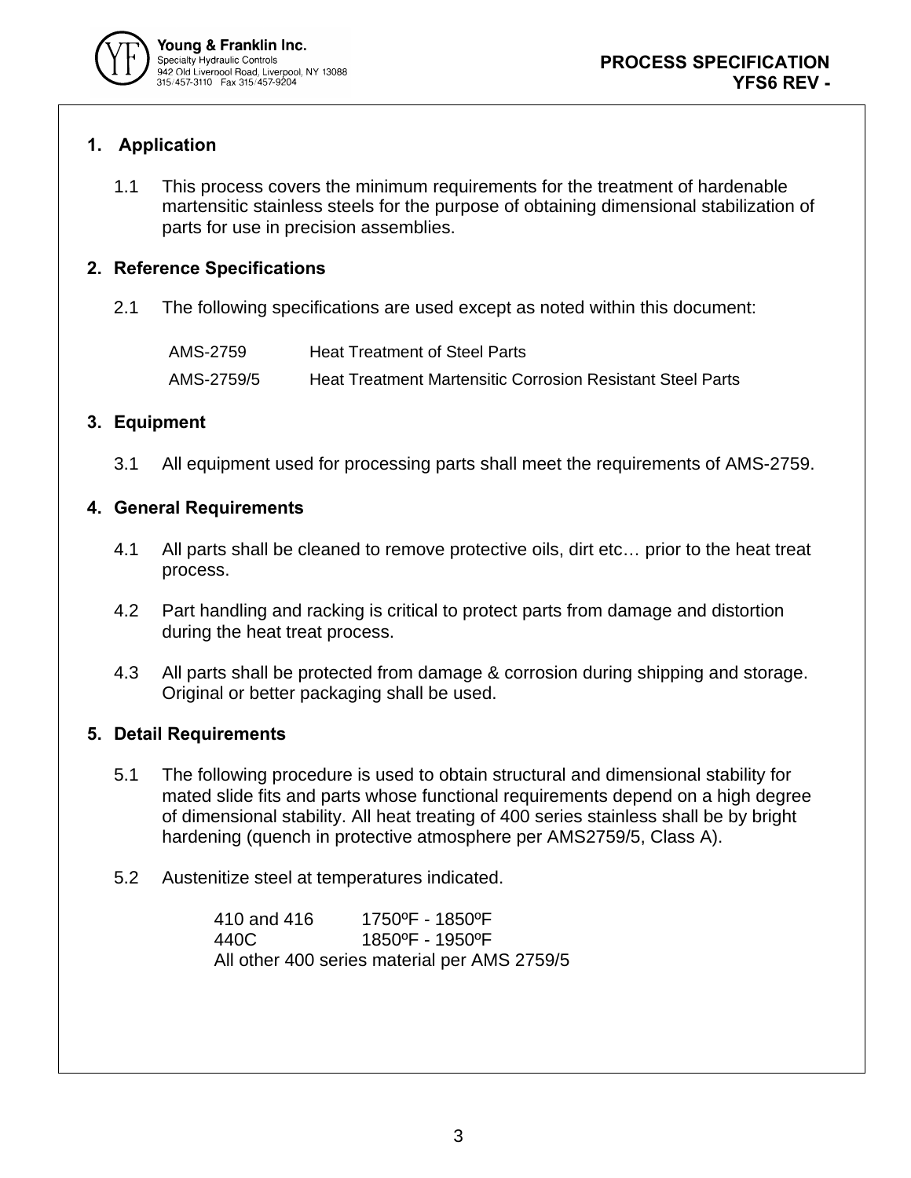## 1. Application

1.1 This process covers the minimum requirements for the treatment of hardenable martensitic stainless steels for the purpose of obtaining dimensional stabilization of parts for use in precision assemblies.

## 2. Reference Specifications

2.1 The following specifications are used except as noted within this document:

| | |
|---|---|
| AMS-2759 | Heat Treatment of Steel Parts |
| AMS-2759/5 | Heat Treatment Martensitic Corrosion Resistant Steel Parts |

## 3. Equipment

3.1 All equipment used for processing parts shall meet the requirements of AMS-2759.

## 4. General Requirements

4.1 All parts shall be cleaned to remove protective oils, dirt etc… prior to the heat treat process.

4.2 Part handling and racking is critical to protect parts from damage and distortion during the heat treat process.

4.3 All parts shall be protected from damage & corrosion during shipping and storage. Original or better packaging shall be used.

## 5. Detail Requirements

5.1 The following procedure is used to obtain structural and dimensional stability for mated slide fits and parts whose functional requirements depend on a high degree of dimensional stability. All heat treating of 400 series stainless shall be by bright hardening (quench in protective atmosphere per AMS2759/5, Class A).

5.2 Austenitize steel at temperatures indicated.

| | |
|---|---|
| 410 and 416 | 1750ºF - 1850ºF |
| 440C | 1850ºF - 1950ºF |

All other 400 series material per AMS 2759/5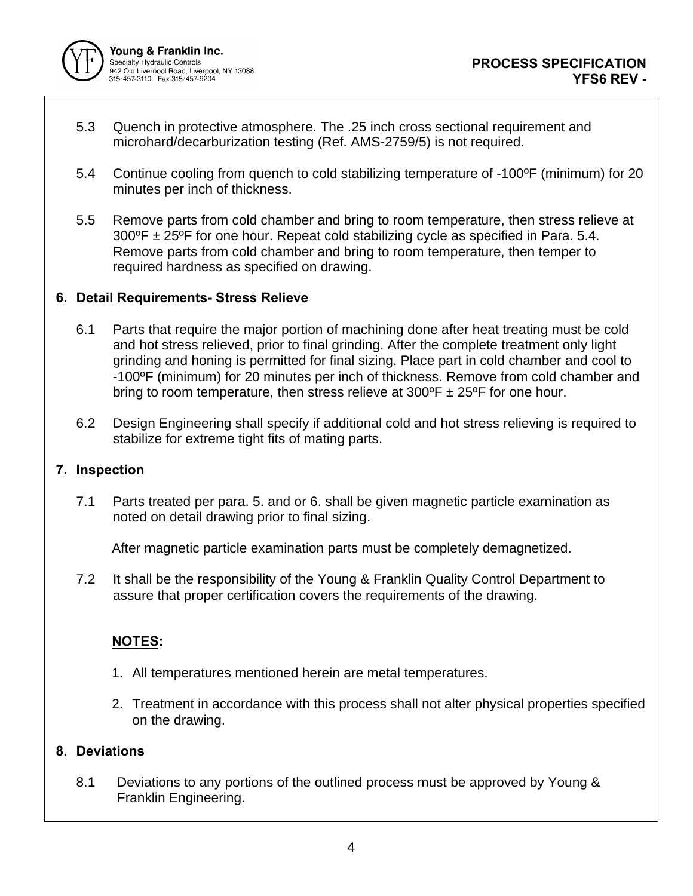5.3 Quench in protective atmosphere. The .25 inch cross sectional requirement and microhard/decarburization testing (Ref. AMS-2759/5) is not required.

5.4 Continue cooling from quench to cold stabilizing temperature of -100ºF (minimum) for 20 minutes per inch of thickness.

5.5 Remove parts from cold chamber and bring to room temperature, then stress relieve at 300ºF ± 25ºF for one hour. Repeat cold stabilizing cycle as specified in Para. 5.4. Remove parts from cold chamber and bring to room temperature, then temper to required hardness as specified on drawing.

## 6. Detail Requirements- Stress Relieve

6.1 Parts that require the major portion of machining done after heat treating must be cold and hot stress relieved, prior to final grinding. After the complete treatment only light grinding and honing is permitted for final sizing. Place part in cold chamber and cool to -100ºF (minimum) for 20 minutes per inch of thickness. Remove from cold chamber and bring to room temperature, then stress relieve at 300ºF ± 25ºF for one hour.

6.2 Design Engineering shall specify if additional cold and hot stress relieving is required to stabilize for extreme tight fits of mating parts.

## 7. Inspection

7.1 Parts treated per para. 5. and or 6. shall be given magnetic particle examination as noted on detail drawing prior to final sizing.

After magnetic particle examination parts must be completely demagnetized.

7.2 It shall be the responsibility of the Young & Franklin Quality Control Department to assure that proper certification covers the requirements of the drawing.

**NOTES:**

1. All temperatures mentioned herein are metal temperatures.
2. Treatment in accordance with this process shall not alter physical properties specified on the drawing.

## 8. Deviations

8.1 Deviations to any portions of the outlined process must be approved by Young & Franklin Engineering.